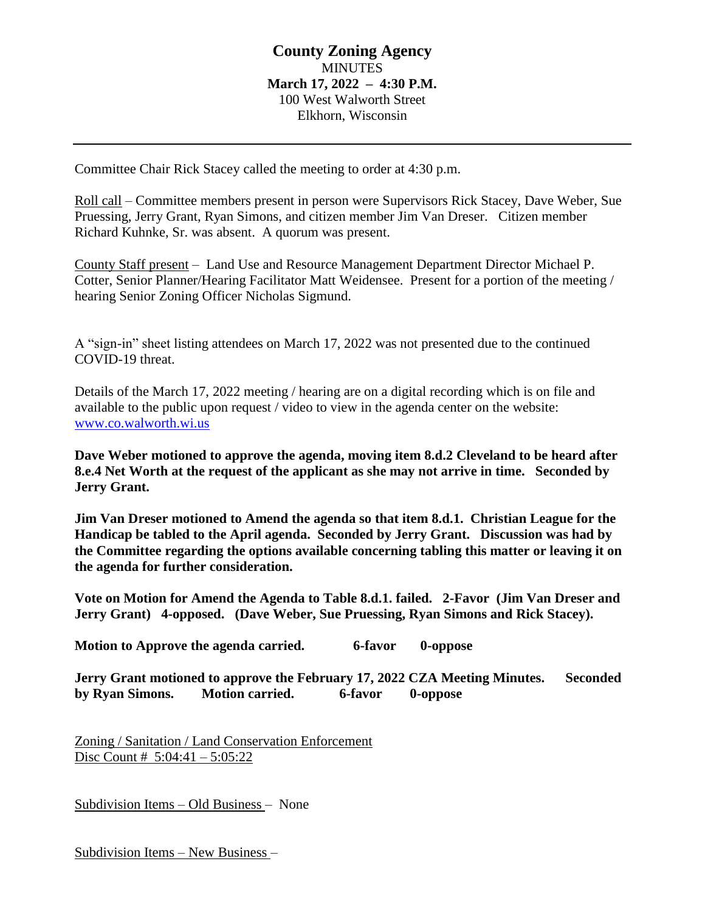# County Zoning Agency

MINUTES

**March 17, 2022 – 4:30 P.M.**

100 West Walworth Street

Elkhorn, Wisconsin

---

Committee Chair Rick Stacey called the meeting to order at 4:30 p.m.

Roll call – Committee members present in person were Supervisors Rick Stacey, Dave Weber, Sue Pruessing, Jerry Grant, Ryan Simons, and citizen member Jim Van Dreser. Citizen member Richard Kuhnke, Sr. was absent. A quorum was present.

County Staff present – Land Use and Resource Management Department Director Michael P. Cotter, Senior Planner/Hearing Facilitator Matt Weidensee. Present for a portion of the meeting / hearing Senior Zoning Officer Nicholas Sigmund.

A "sign-in" sheet listing attendees on March 17, 2022 was not presented due to the continued COVID-19 threat.

Details of the March 17, 2022 meeting / hearing are on a digital recording which is on file and available to the public upon request / video to view in the agenda center on the website: www.co.walworth.wi.us

**Dave Weber motioned to approve the agenda, moving item 8.d.2 Cleveland to be heard after 8.e.4 Net Worth at the request of the applicant as she may not arrive in time. Seconded by Jerry Grant.**

**Jim Van Dreser motioned to Amend the agenda so that item 8.d.1. Christian League for the Handicap be tabled to the April agenda. Seconded by Jerry Grant. Discussion was had by the Committee regarding the options available concerning tabling this matter or leaving it on the agenda for further consideration.**

**Vote on Motion for Amend the Agenda to Table 8.d.1. failed. 2-Favor (Jim Van Dreser and Jerry Grant) 4-opposed. (Dave Weber, Sue Pruessing, Ryan Simons and Rick Stacey).**

**Motion to Approve the agenda carried. 6-favor 0-oppose**

**Jerry Grant motioned to approve the February 17, 2022 CZA Meeting Minutes. Seconded by Ryan Simons. Motion carried. 6-favor 0-oppose**

Zoning / Sanitation / Land Conservation Enforcement
Disc Count # 5:04:41 – 5:05:22

Subdivision Items – Old Business – None

Subdivision Items – New Business –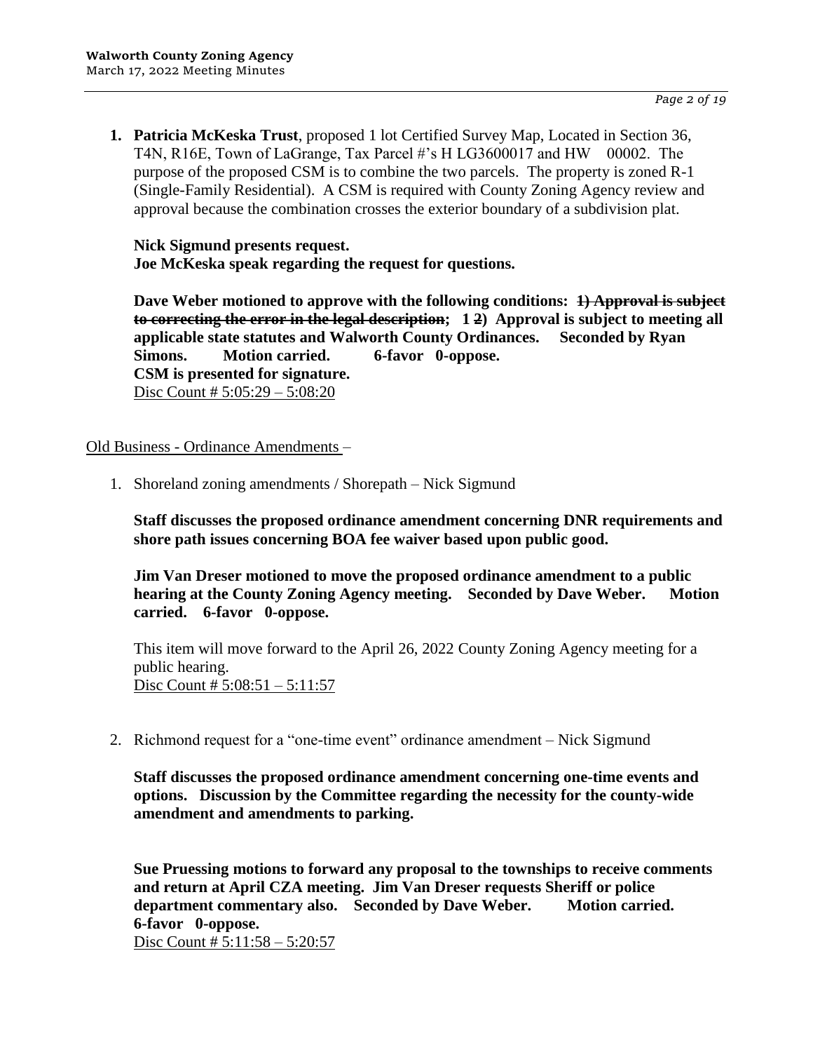1. **Patricia McKeska Trust**, proposed 1 lot Certified Survey Map, Located in Section 36, T4N, R16E, Town of LaGrange, Tax Parcel #'s H LG3600017 and HW 00002. The purpose of the proposed CSM is to combine the two parcels. The property is zoned R-1 (Single-Family Residential). A CSM is required with County Zoning Agency review and approval because the combination crosses the exterior boundary of a subdivision plat.

   **Nick Sigmund presents request.**
   **Joe McKeska speak regarding the request for questions.**

   **Dave Weber motioned to approve with the following conditions: ~~1) Approval is subject to correcting the error in the legal description~~; 1 ~~2~~) Approval is subject to meeting all applicable state statutes and Walworth County Ordinances. Seconded by Ryan Simons. Motion carried. 6-favor 0-oppose.**
   **CSM is presented for signature.**
   Disc Count # 5:05:29 – 5:08:20

Old Business - Ordinance Amendments –

1. Shoreland zoning amendments / Shorepath – Nick Sigmund

   **Staff discusses the proposed ordinance amendment concerning DNR requirements and shore path issues concerning BOA fee waiver based upon public good.**

   **Jim Van Dreser motioned to move the proposed ordinance amendment to a public hearing at the County Zoning Agency meeting. Seconded by Dave Weber. Motion carried. 6-favor 0-oppose.**

   This item will move forward to the April 26, 2022 County Zoning Agency meeting for a public hearing.
   Disc Count # 5:08:51 – 5:11:57

2. Richmond request for a "one-time event" ordinance amendment – Nick Sigmund

   **Staff discusses the proposed ordinance amendment concerning one-time events and options. Discussion by the Committee regarding the necessity for the county-wide amendment and amendments to parking.**

   **Sue Pruessing motions to forward any proposal to the townships to receive comments and return at April CZA meeting. Jim Van Dreser requests Sheriff or police department commentary also. Seconded by Dave Weber. Motion carried. 6-favor 0-oppose.**
   Disc Count # 5:11:58 – 5:20:57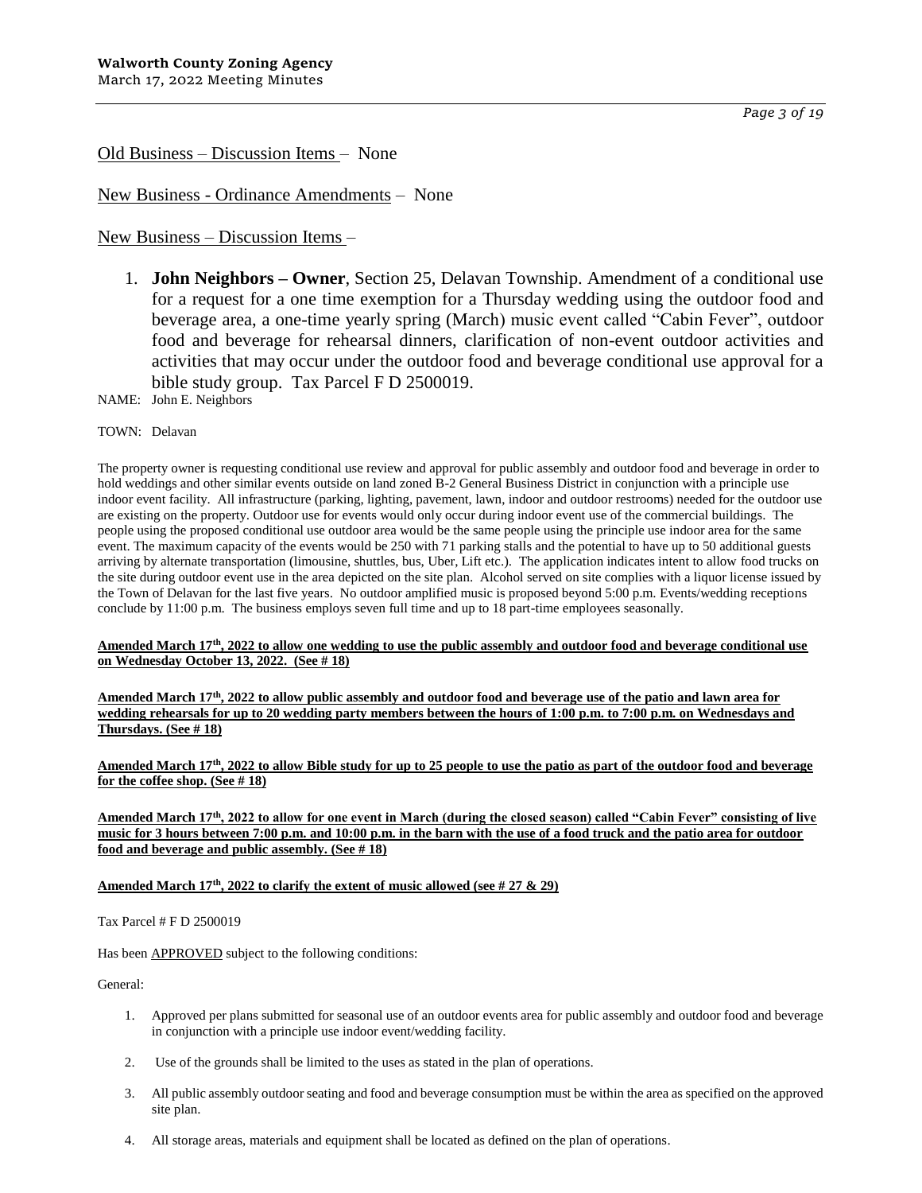Old Business – Discussion Items – None

New Business - Ordinance Amendments – None

New Business – Discussion Items –

1. **John Neighbors – Owner**, Section 25, Delavan Township. Amendment of a conditional use for a request for a one time exemption for a Thursday wedding using the outdoor food and beverage area, a one-time yearly spring (March) music event called "Cabin Fever", outdoor food and beverage for rehearsal dinners, clarification of non-event outdoor activities and activities that may occur under the outdoor food and beverage conditional use approval for a bible study group. Tax Parcel F D 2500019.

NAME: John E. Neighbors

TOWN: Delavan

The property owner is requesting conditional use review and approval for public assembly and outdoor food and beverage in order to hold weddings and other similar events outside on land zoned B-2 General Business District in conjunction with a principle use indoor event facility. All infrastructure (parking, lighting, pavement, lawn, indoor and outdoor restrooms) needed for the outdoor use are existing on the property. Outdoor use for events would only occur during indoor event use of the commercial buildings. The people using the proposed conditional use outdoor area would be the same people using the principle use indoor area for the same event. The maximum capacity of the events would be 250 with 71 parking stalls and the potential to have up to 50 additional guests arriving by alternate transportation (limousine, shuttles, bus, Uber, Lift etc.). The application indicates intent to allow food trucks on the site during outdoor event use in the area depicted on the site plan. Alcohol served on site complies with a liquor license issued by the Town of Delavan for the last five years. No outdoor amplified music is proposed beyond 5:00 p.m. Events/wedding receptions conclude by 11:00 p.m. The business employs seven full time and up to 18 part-time employees seasonally.

**Amended March 17th, 2022 to allow one wedding to use the public assembly and outdoor food and beverage conditional use on Wednesday October 13, 2022. (See # 18)**

**Amended March 17th, 2022 to allow public assembly and outdoor food and beverage use of the patio and lawn area for wedding rehearsals for up to 20 wedding party members between the hours of 1:00 p.m. to 7:00 p.m. on Wednesdays and Thursdays. (See # 18)**

**Amended March 17th, 2022 to allow Bible study for up to 25 people to use the patio as part of the outdoor food and beverage for the coffee shop. (See # 18)**

**Amended March 17th, 2022 to allow for one event in March (during the closed season) called "Cabin Fever" consisting of live music for 3 hours between 7:00 p.m. and 10:00 p.m. in the barn with the use of a food truck and the patio area for outdoor food and beverage and public assembly. (See # 18)**

**Amended March 17th, 2022 to clarify the extent of music allowed (see # 27 & 29)**

Tax Parcel # F D 2500019

Has been APPROVED subject to the following conditions:

General:

1. Approved per plans submitted for seasonal use of an outdoor events area for public assembly and outdoor food and beverage in conjunction with a principle use indoor event/wedding facility.
2. Use of the grounds shall be limited to the uses as stated in the plan of operations.
3. All public assembly outdoor seating and food and beverage consumption must be within the area as specified on the approved site plan.
4. All storage areas, materials and equipment shall be located as defined on the plan of operations.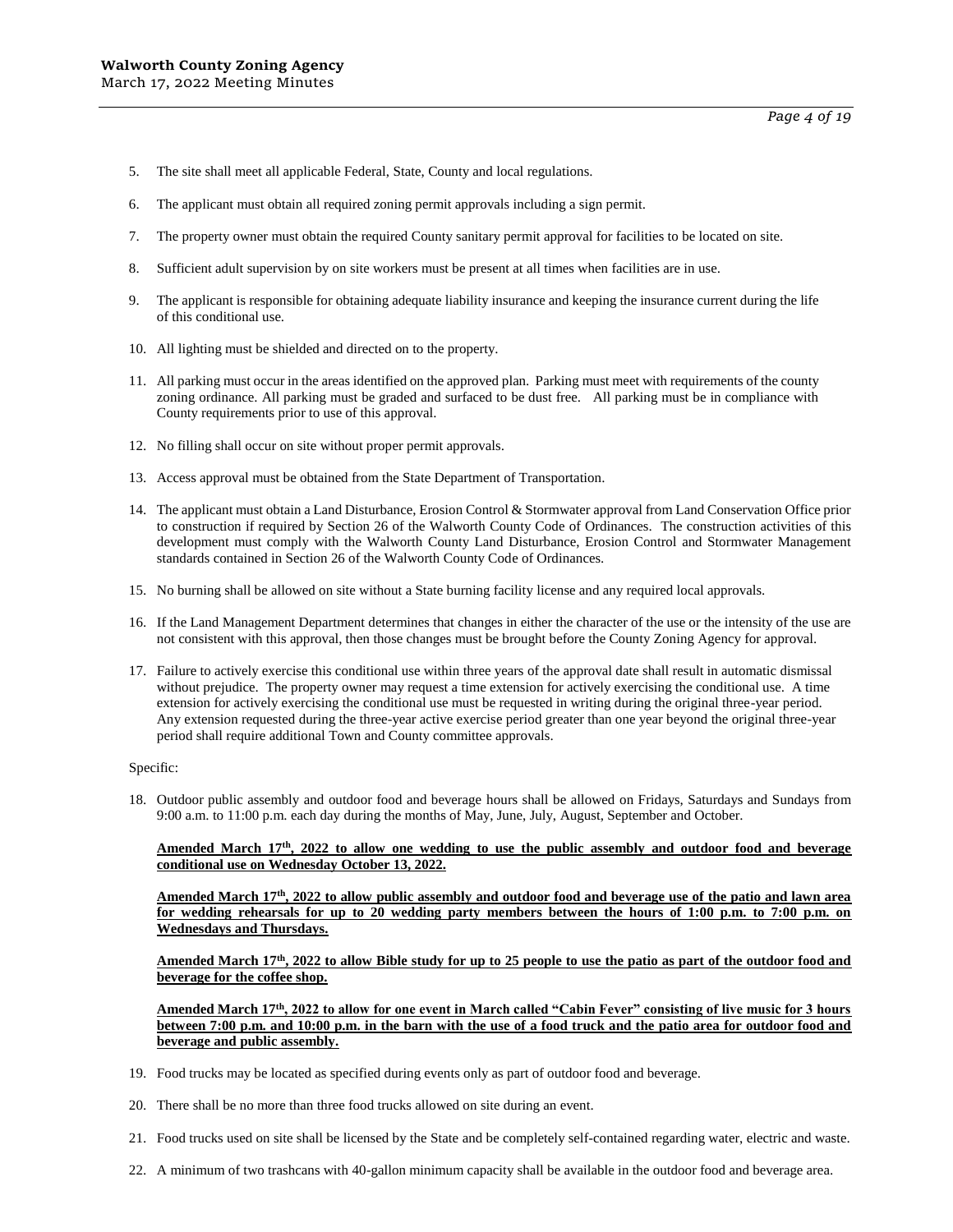5. The site shall meet all applicable Federal, State, County and local regulations.

6. The applicant must obtain all required zoning permit approvals including a sign permit.

7. The property owner must obtain the required County sanitary permit approval for facilities to be located on site.

8. Sufficient adult supervision by on site workers must be present at all times when facilities are in use.

9. The applicant is responsible for obtaining adequate liability insurance and keeping the insurance current during the life of this conditional use.

10. All lighting must be shielded and directed on to the property.

11. All parking must occur in the areas identified on the approved plan. Parking must meet with requirements of the county zoning ordinance. All parking must be graded and surfaced to be dust free. All parking must be in compliance with County requirements prior to use of this approval.

12. No filling shall occur on site without proper permit approvals.

13. Access approval must be obtained from the State Department of Transportation.

14. The applicant must obtain a Land Disturbance, Erosion Control & Stormwater approval from Land Conservation Office prior to construction if required by Section 26 of the Walworth County Code of Ordinances. The construction activities of this development must comply with the Walworth County Land Disturbance, Erosion Control and Stormwater Management standards contained in Section 26 of the Walworth County Code of Ordinances.

15. No burning shall be allowed on site without a State burning facility license and any required local approvals.

16. If the Land Management Department determines that changes in either the character of the use or the intensity of the use are not consistent with this approval, then those changes must be brought before the County Zoning Agency for approval.

17. Failure to actively exercise this conditional use within three years of the approval date shall result in automatic dismissal without prejudice. The property owner may request a time extension for actively exercising the conditional use. A time extension for actively exercising the conditional use must be requested in writing during the original three-year period. Any extension requested during the three-year active exercise period greater than one year beyond the original three-year period shall require additional Town and County committee approvals.

Specific:

18. Outdoor public assembly and outdoor food and beverage hours shall be allowed on Fridays, Saturdays and Sundays from 9:00 a.m. to 11:00 p.m. each day during the months of May, June, July, August, September and October.

    **Amended March 17th, 2022 to allow one wedding to use the public assembly and outdoor food and beverage conditional use on Wednesday October 13, 2022.**

    **Amended March 17th, 2022 to allow public assembly and outdoor food and beverage use of the patio and lawn area for wedding rehearsals for up to 20 wedding party members between the hours of 1:00 p.m. to 7:00 p.m. on Wednesdays and Thursdays.**

    **Amended March 17th, 2022 to allow Bible study for up to 25 people to use the patio as part of the outdoor food and beverage for the coffee shop.**

    **Amended March 17th, 2022 to allow for one event in March called "Cabin Fever" consisting of live music for 3 hours between 7:00 p.m. and 10:00 p.m. in the barn with the use of a food truck and the patio area for outdoor food and beverage and public assembly.**

19. Food trucks may be located as specified during events only as part of outdoor food and beverage.

20. There shall be no more than three food trucks allowed on site during an event.

21. Food trucks used on site shall be licensed by the State and be completely self-contained regarding water, electric and waste.

22. A minimum of two trashcans with 40-gallon minimum capacity shall be available in the outdoor food and beverage area.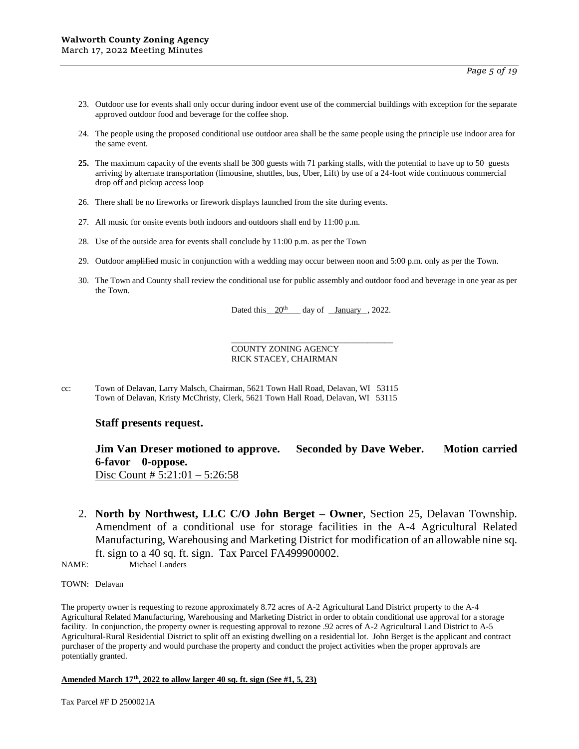23. Outdoor use for events shall only occur during indoor event use of the commercial buildings with exception for the separate approved outdoor food and beverage for the coffee shop.

24. The people using the proposed conditional use outdoor area shall be the same people using the principle use indoor area for the same event.

**25.** The maximum capacity of the events shall be 300 guests with 71 parking stalls, with the potential to have up to 50 guests arriving by alternate transportation (limousine, shuttles, bus, Uber, Lift) by use of a 24-foot wide continuous commercial drop off and pickup access loop

26. There shall be no fireworks or firework displays launched from the site during events.

27. All music for ~~onsite~~ events ~~both~~ indoors ~~and outdoors~~ shall end by 11:00 p.m.

28. Use of the outside area for events shall conclude by 11:00 p.m. as per the Town

29. Outdoor ~~amplified~~ music in conjunction with a wedding may occur between noon and 5:00 p.m. only as per the Town.

30. The Town and County shall review the conditional use for public assembly and outdoor food and beverage in one year as per the Town.

Dated this 20th day of January, 2022.

\_\_\_\_\_\_\_\_\_\_\_\_\_\_\_\_\_\_\_\_\_\_\_\_\_\_\_\_\_\_\_\_\_\_\_\_
COUNTY ZONING AGENCY
RICK STACEY, CHAIRMAN

cc: Town of Delavan, Larry Malsch, Chairman, 5621 Town Hall Road, Delavan, WI 53115
Town of Delavan, Kristy McChristy, Clerk, 5621 Town Hall Road, Delavan, WI 53115

**Staff presents request.**

**Jim Van Dreser motioned to approve. Seconded by Dave Weber. Motion carried 6-favor 0-oppose.**
Disc Count # 5:21:01 – 5:26:58

2. **North by Northwest, LLC C/O John Berget – Owner**, Section 25, Delavan Township. Amendment of a conditional use for storage facilities in the A-4 Agricultural Related Manufacturing, Warehousing and Marketing District for modification of an allowable nine sq. ft. sign to a 40 sq. ft. sign. Tax Parcel FA499900002.

NAME: Michael Landers

TOWN: Delavan

The property owner is requesting to rezone approximately 8.72 acres of A-2 Agricultural Land District property to the A-4 Agricultural Related Manufacturing, Warehousing and Marketing District in order to obtain conditional use approval for a storage facility. In conjunction, the property owner is requesting approval to rezone .92 acres of A-2 Agricultural Land District to A-5 Agricultural-Rural Residential District to split off an existing dwelling on a residential lot. John Berget is the applicant and contract purchaser of the property and would purchase the property and conduct the project activities when the proper approvals are potentially granted.

**Amended March 17th, 2022 to allow larger 40 sq. ft. sign (See #1, 5, 23)**

Tax Parcel #F D 2500021A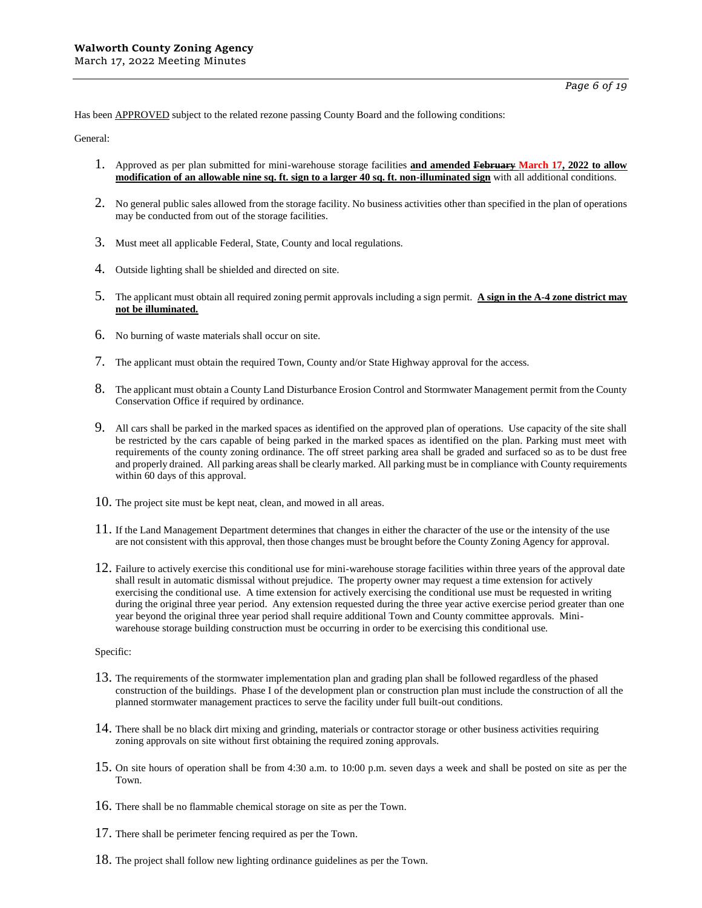Has been APPROVED subject to the related rezone passing County Board and the following conditions:

General:

1. Approved as per plan submitted for mini-warehouse storage facilities **and amended ~~February~~ March 17, 2022 to allow modification of an allowable nine sq. ft. sign to a larger 40 sq. ft. non-illuminated sign** with all additional conditions.

2. No general public sales allowed from the storage facility. No business activities other than specified in the plan of operations may be conducted from out of the storage facilities.

3. Must meet all applicable Federal, State, County and local regulations.

4. Outside lighting shall be shielded and directed on site.

5. The applicant must obtain all required zoning permit approvals including a sign permit. **A sign in the A-4 zone district may not be illuminated.**

6. No burning of waste materials shall occur on site.

7. The applicant must obtain the required Town, County and/or State Highway approval for the access.

8. The applicant must obtain a County Land Disturbance Erosion Control and Stormwater Management permit from the County Conservation Office if required by ordinance.

9. All cars shall be parked in the marked spaces as identified on the approved plan of operations. Use capacity of the site shall be restricted by the cars capable of being parked in the marked spaces as identified on the plan. Parking must meet with requirements of the county zoning ordinance. The off street parking area shall be graded and surfaced so as to be dust free and properly drained. All parking areas shall be clearly marked. All parking must be in compliance with County requirements within 60 days of this approval.

10. The project site must be kept neat, clean, and mowed in all areas.

11. If the Land Management Department determines that changes in either the character of the use or the intensity of the use are not consistent with this approval, then those changes must be brought before the County Zoning Agency for approval.

12. Failure to actively exercise this conditional use for mini-warehouse storage facilities within three years of the approval date shall result in automatic dismissal without prejudice. The property owner may request a time extension for actively exercising the conditional use. A time extension for actively exercising the conditional use must be requested in writing during the original three year period. Any extension requested during the three year active exercise period greater than one year beyond the original three year period shall require additional Town and County committee approvals. Mini-warehouse storage building construction must be occurring in order to be exercising this conditional use.

Specific:

13. The requirements of the stormwater implementation plan and grading plan shall be followed regardless of the phased construction of the buildings. Phase I of the development plan or construction plan must include the construction of all the planned stormwater management practices to serve the facility under full built-out conditions.

14. There shall be no black dirt mixing and grinding, materials or contractor storage or other business activities requiring zoning approvals on site without first obtaining the required zoning approvals.

15. On site hours of operation shall be from 4:30 a.m. to 10:00 p.m. seven days a week and shall be posted on site as per the Town.

16. There shall be no flammable chemical storage on site as per the Town.

17. There shall be perimeter fencing required as per the Town.

18. The project shall follow new lighting ordinance guidelines as per the Town.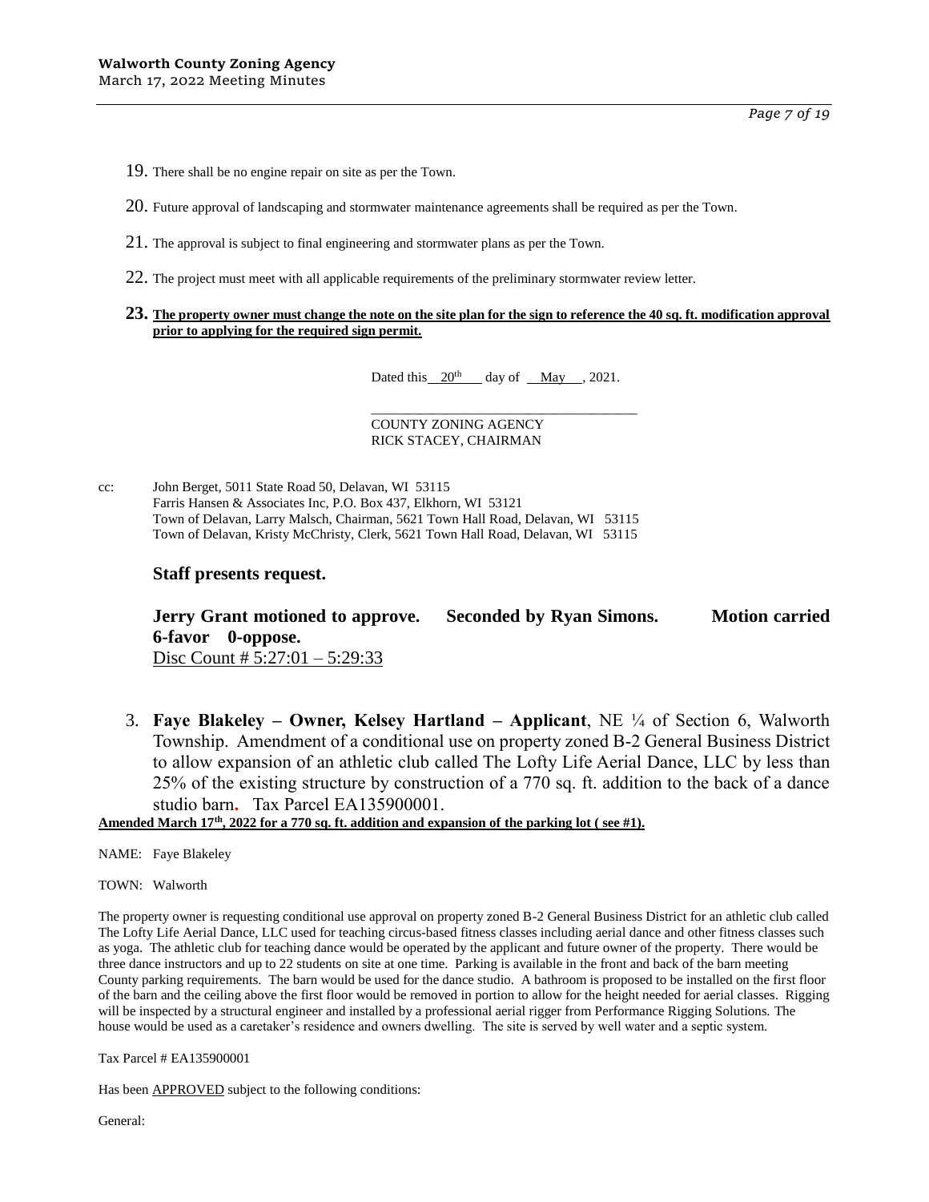19. There shall be no engine repair on site as per the Town.

20. Future approval of landscaping and stormwater maintenance agreements shall be required as per the Town.

21. The approval is subject to final engineering and stormwater plans as per the Town.

22. The project must meet with all applicable requirements of the preliminary stormwater review letter.

23. **The property owner must change the note on the site plan for the sign to reference the 40 sq. ft. modification approval prior to applying for the required sign permit.**

Dated this 20th day of May, 2021.

\_\_\_\_\_\_\_\_\_\_\_\_\_\_\_\_\_\_\_\_\_\_\_\_\_\_\_\_\_\_\_\_\_\_\_\_
COUNTY ZONING AGENCY
RICK STACEY, CHAIRMAN

cc: John Berget, 5011 State Road 50, Delavan, WI 53115
Farris Hansen & Associates Inc, P.O. Box 437, Elkhorn, WI 53121
Town of Delavan, Larry Malsch, Chairman, 5621 Town Hall Road, Delavan, WI 53115
Town of Delavan, Kristy McChristy, Clerk, 5621 Town Hall Road, Delavan, WI 53115

**Staff presents request.**

**Jerry Grant motioned to approve. Seconded by Ryan Simons. Motion carried 6-favor 0-oppose.**
Disc Count # 5:27:01 – 5:29:33

3. **Faye Blakeley – Owner, Kelsey Hartland – Applicant**, NE ¼ of Section 6, Walworth Township. Amendment of a conditional use on property zoned B-2 General Business District to allow expansion of an athletic club called The Lofty Life Aerial Dance, LLC by less than 25% of the existing structure by construction of a 770 sq. ft. addition to the back of a dance studio barn. Tax Parcel EA135900001.

**Amended March 17th, 2022 for a 770 sq. ft. addition and expansion of the parking lot ( see #1).**

NAME: Faye Blakeley

TOWN: Walworth

The property owner is requesting conditional use approval on property zoned B-2 General Business District for an athletic club called The Lofty Life Aerial Dance, LLC used for teaching circus-based fitness classes including aerial dance and other fitness classes such as yoga. The athletic club for teaching dance would be operated by the applicant and future owner of the property. There would be three dance instructors and up to 22 students on site at one time. Parking is available in the front and back of the barn meeting County parking requirements. The barn would be used for the dance studio. A bathroom is proposed to be installed on the first floor of the barn and the ceiling above the first floor would be removed in portion to allow for the height needed for aerial classes. Rigging will be inspected by a structural engineer and installed by a professional aerial rigger from Performance Rigging Solutions. The house would be used as a caretaker's residence and owners dwelling. The site is served by well water and a septic system.

Tax Parcel # EA135900001

Has been APPROVED subject to the following conditions:

General: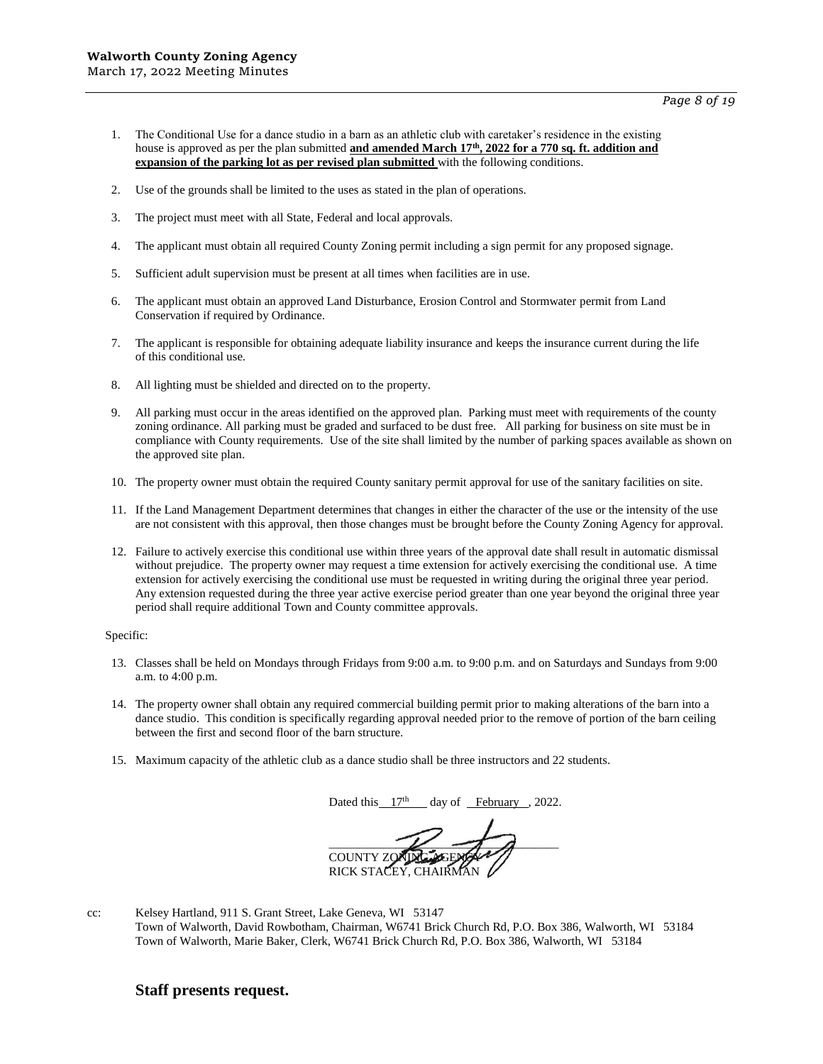1. The Conditional Use for a dance studio in a barn as an athletic club with caretaker's residence in the existing house is approved as per the plan submitted **and amended March 17th, 2022 for a 770 sq. ft. addition and expansion of the parking lot as per revised plan submitted** with the following conditions.

2. Use of the grounds shall be limited to the uses as stated in the plan of operations.

3. The project must meet with all State, Federal and local approvals.

4. The applicant must obtain all required County Zoning permit including a sign permit for any proposed signage.

5. Sufficient adult supervision must be present at all times when facilities are in use.

6. The applicant must obtain an approved Land Disturbance, Erosion Control and Stormwater permit from Land Conservation if required by Ordinance.

7. The applicant is responsible for obtaining adequate liability insurance and keeps the insurance current during the life of this conditional use.

8. All lighting must be shielded and directed on to the property.

9. All parking must occur in the areas identified on the approved plan. Parking must meet with requirements of the county zoning ordinance. All parking must be graded and surfaced to be dust free. All parking for business on site must be in compliance with County requirements. Use of the site shall limited by the number of parking spaces available as shown on the approved site plan.

10. The property owner must obtain the required County sanitary permit approval for use of the sanitary facilities on site.

11. If the Land Management Department determines that changes in either the character of the use or the intensity of the use are not consistent with this approval, then those changes must be brought before the County Zoning Agency for approval.

12. Failure to actively exercise this conditional use within three years of the approval date shall result in automatic dismissal without prejudice. The property owner may request a time extension for actively exercising the conditional use. A time extension for actively exercising the conditional use must be requested in writing during the original three year period. Any extension requested during the three year active exercise period greater than one year beyond the original three year period shall require additional Town and County committee approvals.

Specific:

13. Classes shall be held on Mondays through Fridays from 9:00 a.m. to 9:00 p.m. and on Saturdays and Sundays from 9:00 a.m. to 4:00 p.m.

14. The property owner shall obtain any required commercial building permit prior to making alterations of the barn into a dance studio. This condition is specifically regarding approval needed prior to the remove of portion of the barn ceiling between the first and second floor of the barn structure.

15. Maximum capacity of the athletic club as a dance studio shall be three instructors and 22 students.

Dated this 17th day of February , 2022.

COUNTY ZONING AGENCY
RICK STACEY, CHAIRMAN

cc: Kelsey Hartland, 911 S. Grant Street, Lake Geneva, WI 53147
Town of Walworth, David Rowbotham, Chairman, W6741 Brick Church Rd, P.O. Box 386, Walworth, WI 53184
Town of Walworth, Marie Baker, Clerk, W6741 Brick Church Rd, P.O. Box 386, Walworth, WI 53184

**Staff presents request.**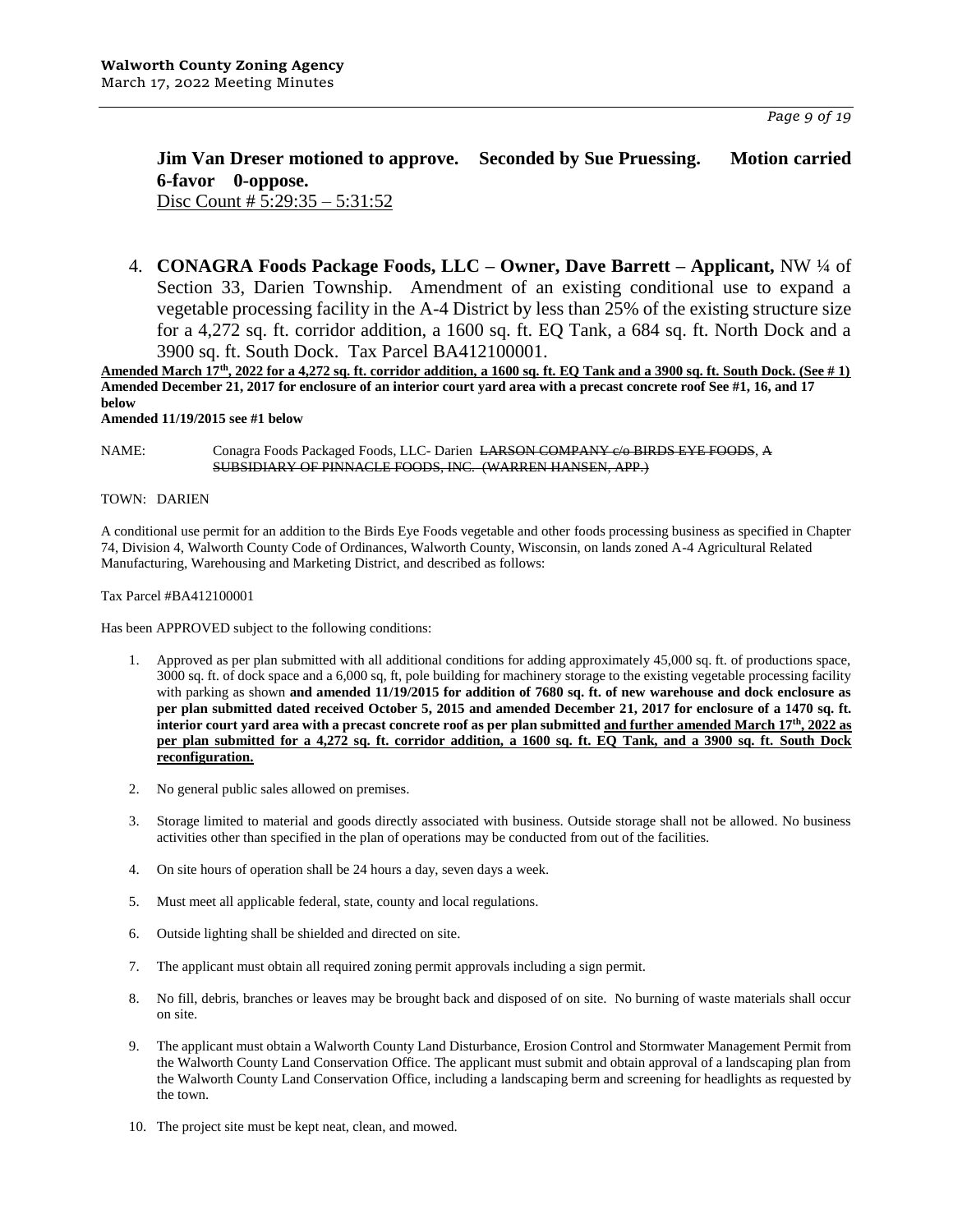**Jim Van Dreser motioned to approve. Seconded by Sue Pruessing. Motion carried 6-favor 0-oppose.**
Disc Count # 5:29:35 – 5:31:52

4. **CONAGRA Foods Package Foods, LLC – Owner, Dave Barrett – Applicant,** NW ¼ of Section 33, Darien Township. Amendment of an existing conditional use to expand a vegetable processing facility in the A-4 District by less than 25% of the existing structure size for a 4,272 sq. ft. corridor addition, a 1600 sq. ft. EQ Tank, a 684 sq. ft. North Dock and a 3900 sq. ft. South Dock. Tax Parcel BA412100001.

**Amended March 17th, 2022 for a 4,272 sq. ft. corridor addition, a 1600 sq. ft. EQ Tank and a 3900 sq. ft. South Dock. (See # 1)**
**Amended December 21, 2017 for enclosure of an interior court yard area with a precast concrete roof See #1, 16, and 17 below**
**Amended 11/19/2015 see #1 below**

NAME: Conagra Foods Packaged Foods, LLC- Darien ~~LARSON COMPANY c/o BIRDS EYE FOODS, A SUBSIDIARY OF PINNACLE FOODS, INC. (WARREN HANSEN, APP.)~~

TOWN: DARIEN

A conditional use permit for an addition to the Birds Eye Foods vegetable and other foods processing business as specified in Chapter 74, Division 4, Walworth County Code of Ordinances, Walworth County, Wisconsin, on lands zoned A-4 Agricultural Related Manufacturing, Warehousing and Marketing District, and described as follows:

Tax Parcel #BA412100001

Has been APPROVED subject to the following conditions:

1. Approved as per plan submitted with all additional conditions for adding approximately 45,000 sq. ft. of productions space, 3000 sq. ft. of dock space and a 6,000 sq, ft, pole building for machinery storage to the existing vegetable processing facility with parking as shown **and amended 11/19/2015 for addition of 7680 sq. ft. of new warehouse and dock enclosure as per plan submitted dated received October 5, 2015 and amended December 21, 2017 for enclosure of a 1470 sq. ft. interior court yard area with a precast concrete roof as per plan submitted and further amended March 17th, 2022 as per plan submitted for a 4,272 sq. ft. corridor addition, a 1600 sq. ft. EQ Tank, and a 3900 sq. ft. South Dock reconfiguration.**
2. No general public sales allowed on premises.
3. Storage limited to material and goods directly associated with business. Outside storage shall not be allowed. No business activities other than specified in the plan of operations may be conducted from out of the facilities.
4. On site hours of operation shall be 24 hours a day, seven days a week.
5. Must meet all applicable federal, state, county and local regulations.
6. Outside lighting shall be shielded and directed on site.
7. The applicant must obtain all required zoning permit approvals including a sign permit.
8. No fill, debris, branches or leaves may be brought back and disposed of on site. No burning of waste materials shall occur on site.
9. The applicant must obtain a Walworth County Land Disturbance, Erosion Control and Stormwater Management Permit from the Walworth County Land Conservation Office. The applicant must submit and obtain approval of a landscaping plan from the Walworth County Land Conservation Office, including a landscaping berm and screening for headlights as requested by the town.
10. The project site must be kept neat, clean, and mowed.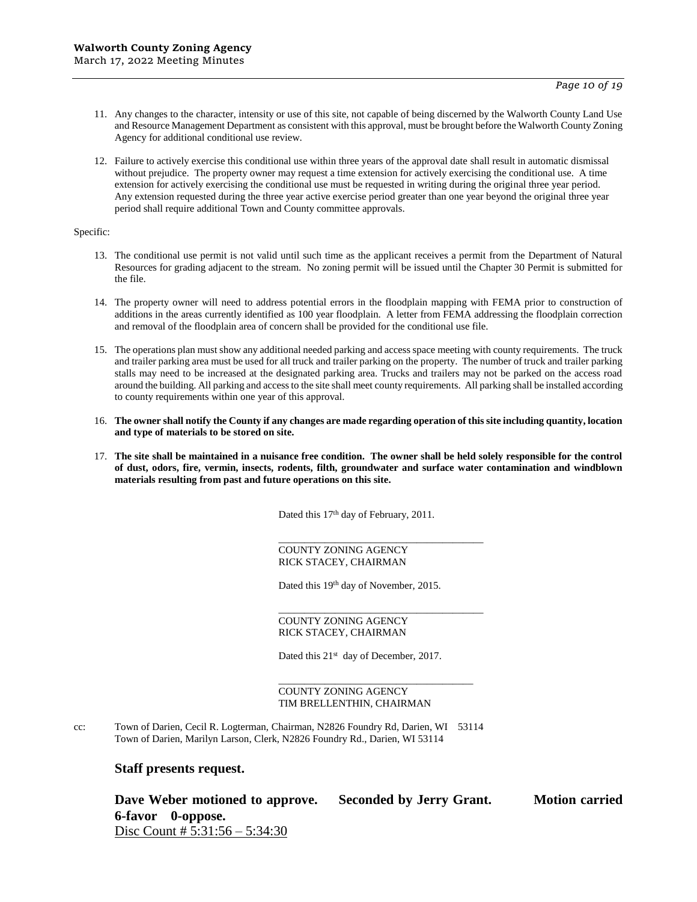11. Any changes to the character, intensity or use of this site, not capable of being discerned by the Walworth County Land Use and Resource Management Department as consistent with this approval, must be brought before the Walworth County Zoning Agency for additional conditional use review.

12. Failure to actively exercise this conditional use within three years of the approval date shall result in automatic dismissal without prejudice. The property owner may request a time extension for actively exercising the conditional use. A time extension for actively exercising the conditional use must be requested in writing during the original three year period. Any extension requested during the three year active exercise period greater than one year beyond the original three year period shall require additional Town and County committee approvals.

Specific:

13. The conditional use permit is not valid until such time as the applicant receives a permit from the Department of Natural Resources for grading adjacent to the stream. No zoning permit will be issued until the Chapter 30 Permit is submitted for the file.

14. The property owner will need to address potential errors in the floodplain mapping with FEMA prior to construction of additions in the areas currently identified as 100 year floodplain. A letter from FEMA addressing the floodplain correction and removal of the floodplain area of concern shall be provided for the conditional use file.

15. The operations plan must show any additional needed parking and access space meeting with county requirements. The truck and trailer parking area must be used for all truck and trailer parking on the property. The number of truck and trailer parking stalls may need to be increased at the designated parking area. Trucks and trailers may not be parked on the access road around the building. All parking and access to the site shall meet county requirements. All parking shall be installed according to county requirements within one year of this approval.

16. **The owner shall notify the County if any changes are made regarding operation of this site including quantity, location and type of materials to be stored on site.**

17. **The site shall be maintained in a nuisance free condition. The owner shall be held solely responsible for the control of dust, odors, fire, vermin, insects, rodents, filth, groundwater and surface water contamination and windblown materials resulting from past and future operations on this site.**

Dated this 17th day of February, 2011.

_______________________________________
COUNTY ZONING AGENCY
RICK STACEY, CHAIRMAN

Dated this 19th day of November, 2015.

_______________________________________
COUNTY ZONING AGENCY
RICK STACEY, CHAIRMAN

Dated this 21st day of December, 2017.

_______________________________________
COUNTY ZONING AGENCY
TIM BRELLENTHIN, CHAIRMAN

cc: Town of Darien, Cecil R. Logterman, Chairman, N2826 Foundry Rd, Darien, WI 53114
Town of Darien, Marilyn Larson, Clerk, N2826 Foundry Rd., Darien, WI 53114

**Staff presents request.**

**Dave Weber motioned to approve. Seconded by Jerry Grant. Motion carried 6-favor 0-oppose.**
Disc Count # 5:31:56 – 5:34:30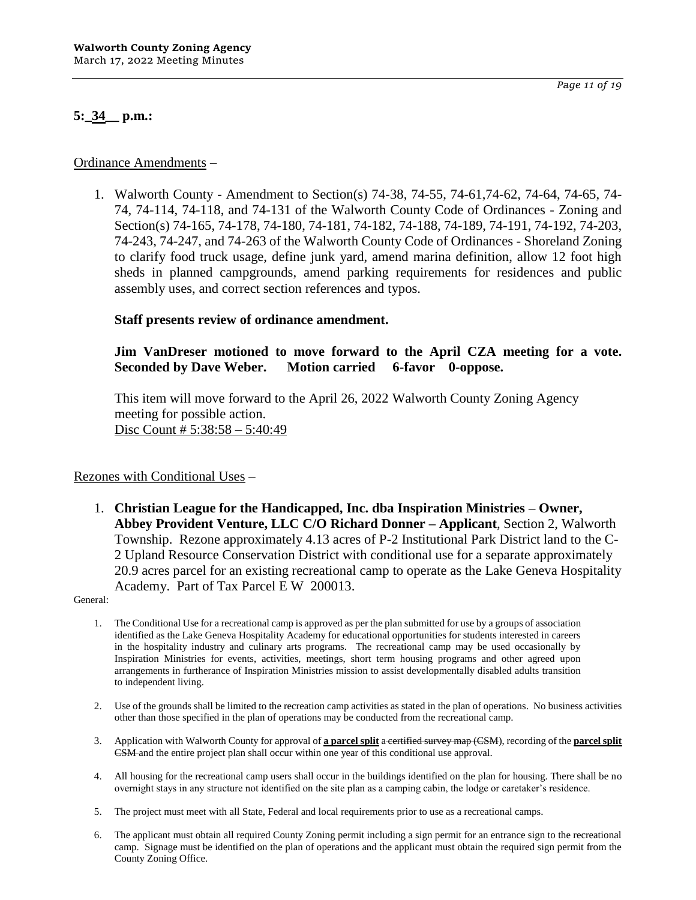**5:\_34\_\_ p.m.:**

Ordinance Amendments –

1. Walworth County - Amendment to Section(s) 74-38, 74-55, 74-61,74-62, 74-64, 74-65, 74-74, 74-114, 74-118, and 74-131 of the Walworth County Code of Ordinances - Zoning and Section(s) 74-165, 74-178, 74-180, 74-181, 74-182, 74-188, 74-189, 74-191, 74-192, 74-203, 74-243, 74-247, and 74-263 of the Walworth County Code of Ordinances - Shoreland Zoning to clarify food truck usage, define junk yard, amend marina definition, allow 12 foot high sheds in planned campgrounds, amend parking requirements for residences and public assembly uses, and correct section references and typos.

   **Staff presents review of ordinance amendment.**

   **Jim VanDreser motioned to move forward to the April CZA meeting for a vote. Seconded by Dave Weber. Motion carried 6-favor 0-oppose.**

   This item will move forward to the April 26, 2022 Walworth County Zoning Agency meeting for possible action.
   Disc Count # 5:38:58 – 5:40:49

Rezones with Conditional Uses –

1. **Christian League for the Handicapped, Inc. dba Inspiration Ministries – Owner, Abbey Provident Venture, LLC C/O Richard Donner – Applicant**, Section 2, Walworth Township. Rezone approximately 4.13 acres of P-2 Institutional Park District land to the C-2 Upland Resource Conservation District with conditional use for a separate approximately 20.9 acres parcel for an existing recreational camp to operate as the Lake Geneva Hospitality Academy. Part of Tax Parcel E W 200013.

General:

1. The Conditional Use for a recreational camp is approved as per the plan submitted for use by a groups of association identified as the Lake Geneva Hospitality Academy for educational opportunities for students interested in careers in the hospitality industry and culinary arts programs. The recreational camp may be used occasionally by Inspiration Ministries for events, activities, meetings, short term housing programs and other agreed upon arrangements in furtherance of Inspiration Ministries mission to assist developmentally disabled adults transition to independent living.
2. Use of the grounds shall be limited to the recreation camp activities as stated in the plan of operations. No business activities other than those specified in the plan of operations may be conducted from the recreational camp.
3. Application with Walworth County for approval of **a parcel split** ~~a certified survey map (CSM~~), recording of the **parcel split** ~~CSM~~ and the entire project plan shall occur within one year of this conditional use approval.
4. All housing for the recreational camp users shall occur in the buildings identified on the plan for housing. There shall be no overnight stays in any structure not identified on the site plan as a camping cabin, the lodge or caretaker's residence.
5. The project must meet with all State, Federal and local requirements prior to use as a recreational camps.
6. The applicant must obtain all required County Zoning permit including a sign permit for an entrance sign to the recreational camp. Signage must be identified on the plan of operations and the applicant must obtain the required sign permit from the County Zoning Office.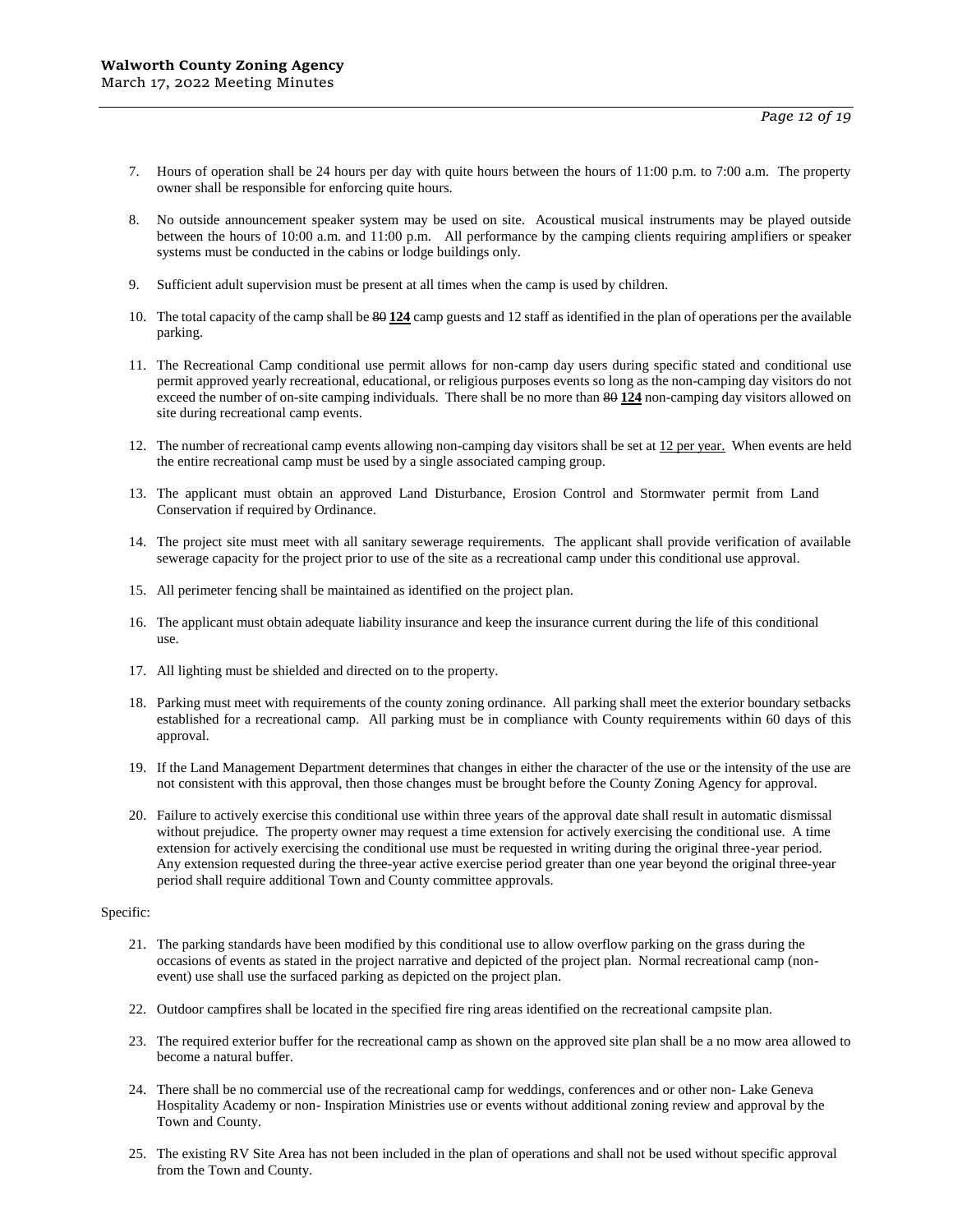7. Hours of operation shall be 24 hours per day with quite hours between the hours of 11:00 p.m. to 7:00 a.m. The property owner shall be responsible for enforcing quite hours.

8. No outside announcement speaker system may be used on site. Acoustical musical instruments may be played outside between the hours of 10:00 a.m. and 11:00 p.m. All performance by the camping clients requiring amplifiers or speaker systems must be conducted in the cabins or lodge buildings only.

9. Sufficient adult supervision must be present at all times when the camp is used by children.

10. The total capacity of the camp shall be ~~80~~ **124** camp guests and 12 staff as identified in the plan of operations per the available parking.

11. The Recreational Camp conditional use permit allows for non-camp day users during specific stated and conditional use permit approved yearly recreational, educational, or religious purposes events so long as the non-camping day visitors do not exceed the number of on-site camping individuals. There shall be no more than ~~80~~ **124** non-camping day visitors allowed on site during recreational camp events.

12. The number of recreational camp events allowing non-camping day visitors shall be set at 12 per year. When events are held the entire recreational camp must be used by a single associated camping group.

13. The applicant must obtain an approved Land Disturbance, Erosion Control and Stormwater permit from Land Conservation if required by Ordinance.

14. The project site must meet with all sanitary sewerage requirements. The applicant shall provide verification of available sewerage capacity for the project prior to use of the site as a recreational camp under this conditional use approval.

15. All perimeter fencing shall be maintained as identified on the project plan.

16. The applicant must obtain adequate liability insurance and keep the insurance current during the life of this conditional use.

17. All lighting must be shielded and directed on to the property.

18. Parking must meet with requirements of the county zoning ordinance. All parking shall meet the exterior boundary setbacks established for a recreational camp. All parking must be in compliance with County requirements within 60 days of this approval.

19. If the Land Management Department determines that changes in either the character of the use or the intensity of the use are not consistent with this approval, then those changes must be brought before the County Zoning Agency for approval.

20. Failure to actively exercise this conditional use within three years of the approval date shall result in automatic dismissal without prejudice. The property owner may request a time extension for actively exercising the conditional use. A time extension for actively exercising the conditional use must be requested in writing during the original three-year period. Any extension requested during the three-year active exercise period greater than one year beyond the original three-year period shall require additional Town and County committee approvals.

Specific:

21. The parking standards have been modified by this conditional use to allow overflow parking on the grass during the occasions of events as stated in the project narrative and depicted of the project plan. Normal recreational camp (non-event) use shall use the surfaced parking as depicted on the project plan.

22. Outdoor campfires shall be located in the specified fire ring areas identified on the recreational campsite plan.

23. The required exterior buffer for the recreational camp as shown on the approved site plan shall be a no mow area allowed to become a natural buffer.

24. There shall be no commercial use of the recreational camp for weddings, conferences and or other non- Lake Geneva Hospitality Academy or non- Inspiration Ministries use or events without additional zoning review and approval by the Town and County.

25. The existing RV Site Area has not been included in the plan of operations and shall not be used without specific approval from the Town and County.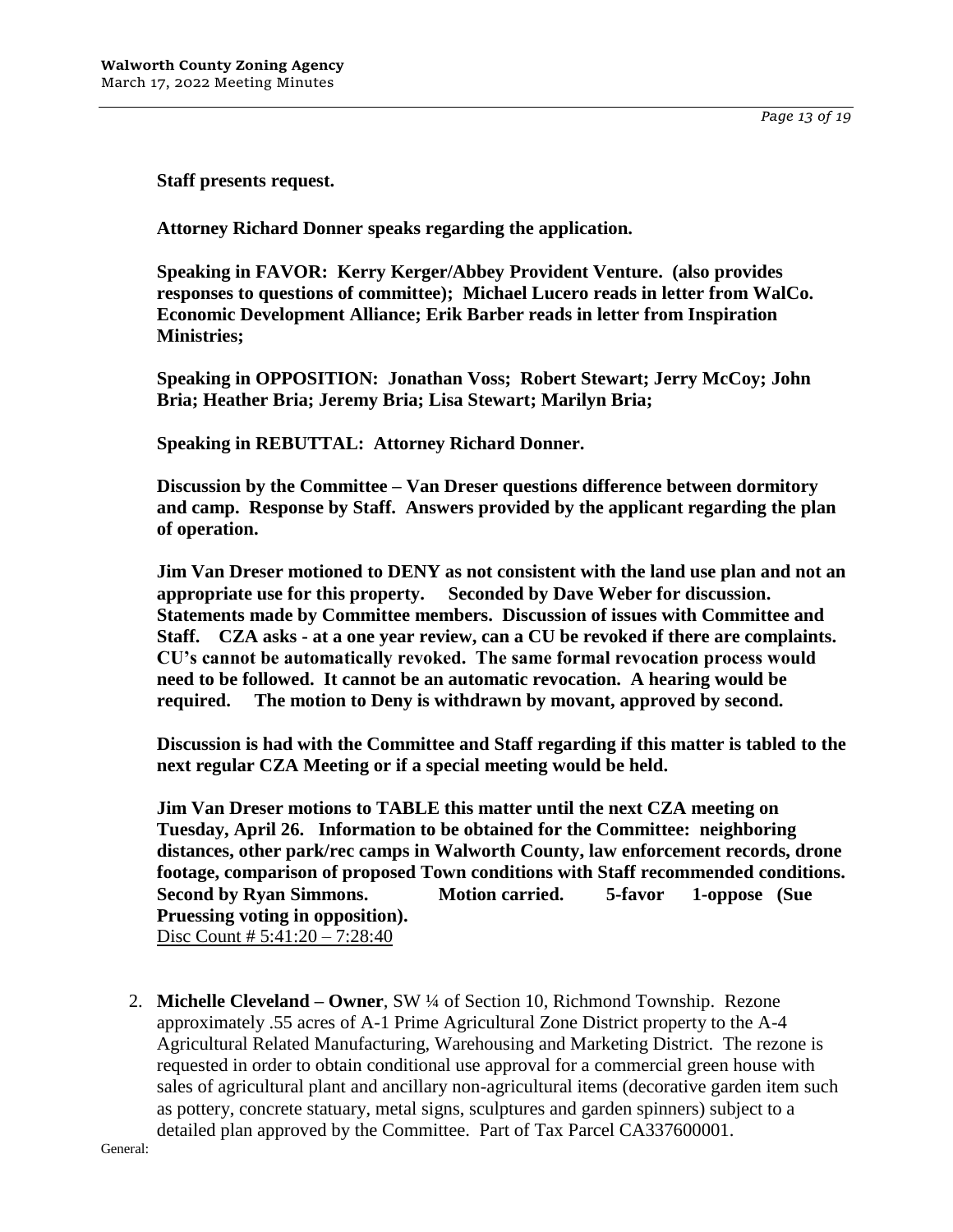**Staff presents request.**

**Attorney Richard Donner speaks regarding the application.**

**Speaking in FAVOR: Kerry Kerger/Abbey Provident Venture. (also provides responses to questions of committee); Michael Lucero reads in letter from WalCo. Economic Development Alliance; Erik Barber reads in letter from Inspiration Ministries;**

**Speaking in OPPOSITION: Jonathan Voss; Robert Stewart; Jerry McCoy; John Bria; Heather Bria; Jeremy Bria; Lisa Stewart; Marilyn Bria;**

**Speaking in REBUTTAL: Attorney Richard Donner.**

**Discussion by the Committee – Van Dreser questions difference between dormitory and camp. Response by Staff. Answers provided by the applicant regarding the plan of operation.**

**Jim Van Dreser motioned to DENY as not consistent with the land use plan and not an appropriate use for this property. Seconded by Dave Weber for discussion. Statements made by Committee members. Discussion of issues with Committee and Staff. CZA asks - at a one year review, can a CU be revoked if there are complaints. CU's cannot be automatically revoked. The same formal revocation process would need to be followed. It cannot be an automatic revocation. A hearing would be required. The motion to Deny is withdrawn by movant, approved by second.**

**Discussion is had with the Committee and Staff regarding if this matter is tabled to the next regular CZA Meeting or if a special meeting would be held.**

**Jim Van Dreser motions to TABLE this matter until the next CZA meeting on Tuesday, April 26. Information to be obtained for the Committee: neighboring distances, other park/rec camps in Walworth County, law enforcement records, drone footage, comparison of proposed Town conditions with Staff recommended conditions. Second by Ryan Simmons. Motion carried. 5-favor 1-oppose (Sue Pruessing voting in opposition).**
Disc Count # 5:41:20 – 7:28:40

2. **Michelle Cleveland – Owner**, SW ¼ of Section 10, Richmond Township. Rezone approximately .55 acres of A-1 Prime Agricultural Zone District property to the A-4 Agricultural Related Manufacturing, Warehousing and Marketing District. The rezone is requested in order to obtain conditional use approval for a commercial green house with sales of agricultural plant and ancillary non-agricultural items (decorative garden item such as pottery, concrete statuary, metal signs, sculptures and garden spinners) subject to a detailed plan approved by the Committee. Part of Tax Parcel CA337600001.

General: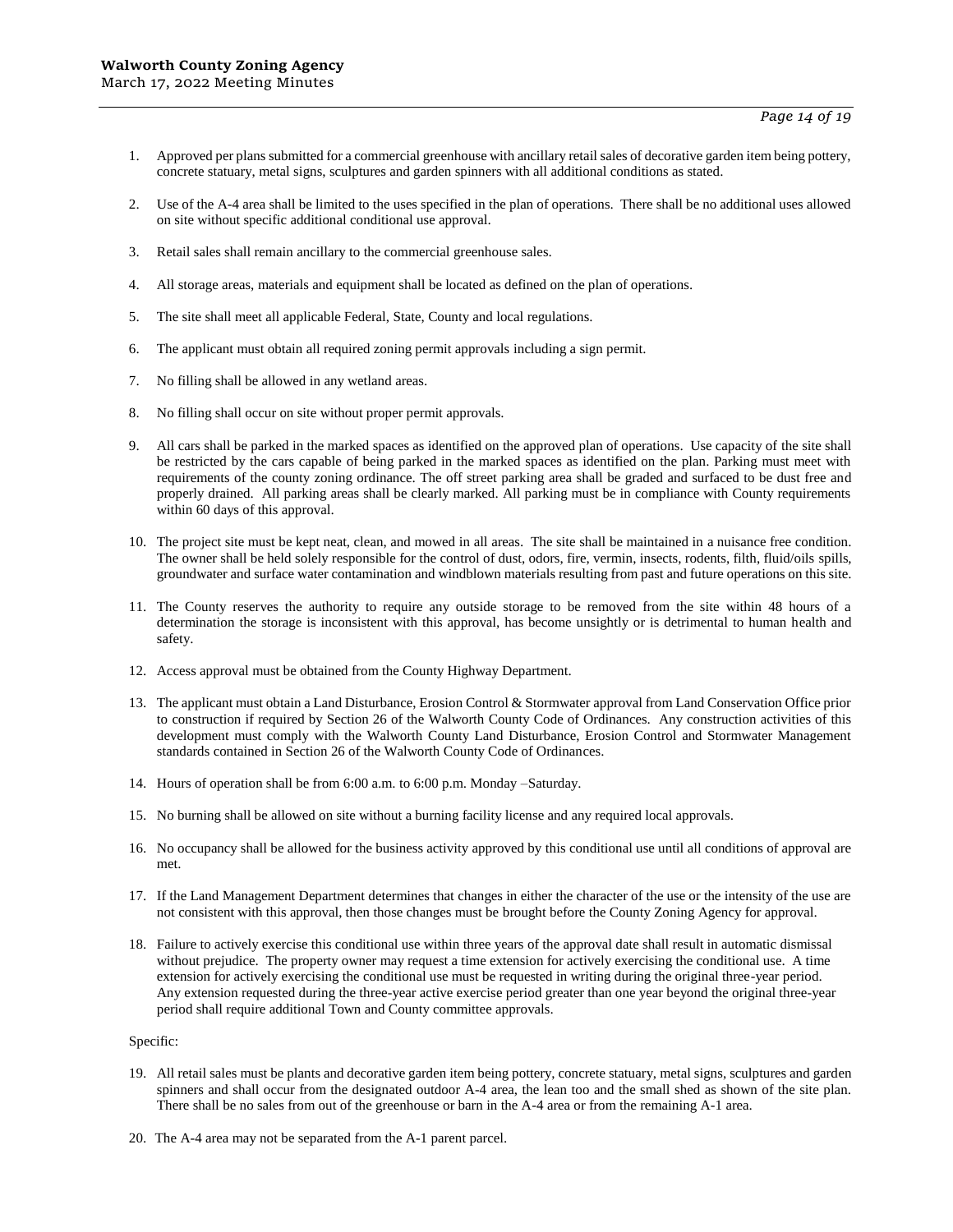1. Approved per plans submitted for a commercial greenhouse with ancillary retail sales of decorative garden item being pottery, concrete statuary, metal signs, sculptures and garden spinners with all additional conditions as stated.

2. Use of the A-4 area shall be limited to the uses specified in the plan of operations. There shall be no additional uses allowed on site without specific additional conditional use approval.

3. Retail sales shall remain ancillary to the commercial greenhouse sales.

4. All storage areas, materials and equipment shall be located as defined on the plan of operations.

5. The site shall meet all applicable Federal, State, County and local regulations.

6. The applicant must obtain all required zoning permit approvals including a sign permit.

7. No filling shall be allowed in any wetland areas.

8. No filling shall occur on site without proper permit approvals.

9. All cars shall be parked in the marked spaces as identified on the approved plan of operations. Use capacity of the site shall be restricted by the cars capable of being parked in the marked spaces as identified on the plan. Parking must meet with requirements of the county zoning ordinance. The off street parking area shall be graded and surfaced to be dust free and properly drained. All parking areas shall be clearly marked. All parking must be in compliance with County requirements within 60 days of this approval.

10. The project site must be kept neat, clean, and mowed in all areas. The site shall be maintained in a nuisance free condition. The owner shall be held solely responsible for the control of dust, odors, fire, vermin, insects, rodents, filth, fluid/oils spills, groundwater and surface water contamination and windblown materials resulting from past and future operations on this site.

11. The County reserves the authority to require any outside storage to be removed from the site within 48 hours of a determination the storage is inconsistent with this approval, has become unsightly or is detrimental to human health and safety.

12. Access approval must be obtained from the County Highway Department.

13. The applicant must obtain a Land Disturbance, Erosion Control & Stormwater approval from Land Conservation Office prior to construction if required by Section 26 of the Walworth County Code of Ordinances. Any construction activities of this development must comply with the Walworth County Land Disturbance, Erosion Control and Stormwater Management standards contained in Section 26 of the Walworth County Code of Ordinances.

14. Hours of operation shall be from 6:00 a.m. to 6:00 p.m. Monday –Saturday.

15. No burning shall be allowed on site without a burning facility license and any required local approvals.

16. No occupancy shall be allowed for the business activity approved by this conditional use until all conditions of approval are met.

17. If the Land Management Department determines that changes in either the character of the use or the intensity of the use are not consistent with this approval, then those changes must be brought before the County Zoning Agency for approval.

18. Failure to actively exercise this conditional use within three years of the approval date shall result in automatic dismissal without prejudice. The property owner may request a time extension for actively exercising the conditional use. A time extension for actively exercising the conditional use must be requested in writing during the original three-year period. Any extension requested during the three-year active exercise period greater than one year beyond the original three-year period shall require additional Town and County committee approvals.

Specific:

19. All retail sales must be plants and decorative garden item being pottery, concrete statuary, metal signs, sculptures and garden spinners and shall occur from the designated outdoor A-4 area, the lean too and the small shed as shown of the site plan. There shall be no sales from out of the greenhouse or barn in the A-4 area or from the remaining A-1 area.

20. The A-4 area may not be separated from the A-1 parent parcel.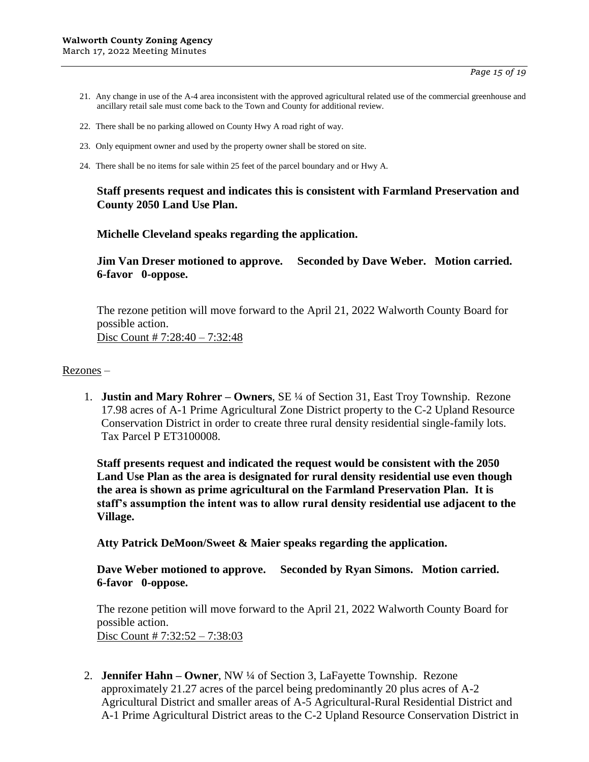21. Any change in use of the A-4 area inconsistent with the approved agricultural related use of the commercial greenhouse and ancillary retail sale must come back to the Town and County for additional review.

22. There shall be no parking allowed on County Hwy A road right of way.

23. Only equipment owner and used by the property owner shall be stored on site.

24. There shall be no items for sale within 25 feet of the parcel boundary and or Hwy A.

**Staff presents request and indicates this is consistent with Farmland Preservation and County 2050 Land Use Plan.**

**Michelle Cleveland speaks regarding the application.**

**Jim Van Dreser motioned to approve. Seconded by Dave Weber. Motion carried. 6-favor 0-oppose.**

The rezone petition will move forward to the April 21, 2022 Walworth County Board for possible action.
Disc Count # 7:28:40 – 7:32:48

Rezones –

1. **Justin and Mary Rohrer – Owners**, SE ¼ of Section 31, East Troy Township. Rezone 17.98 acres of A-1 Prime Agricultural Zone District property to the C-2 Upland Resource Conservation District in order to create three rural density residential single-family lots. Tax Parcel P ET3100008.

   **Staff presents request and indicated the request would be consistent with the 2050 Land Use Plan as the area is designated for rural density residential use even though the area is shown as prime agricultural on the Farmland Preservation Plan. It is staff's assumption the intent was to allow rural density residential use adjacent to the Village.**

   **Atty Patrick DeMoon/Sweet & Maier speaks regarding the application.**

   **Dave Weber motioned to approve. Seconded by Ryan Simons. Motion carried. 6-favor 0-oppose.**

   The rezone petition will move forward to the April 21, 2022 Walworth County Board for possible action.
   Disc Count # 7:32:52 – 7:38:03

2. **Jennifer Hahn – Owner**, NW ¼ of Section 3, LaFayette Township. Rezone approximately 21.27 acres of the parcel being predominantly 20 plus acres of A-2 Agricultural District and smaller areas of A-5 Agricultural-Rural Residential District and A-1 Prime Agricultural District areas to the C-2 Upland Resource Conservation District in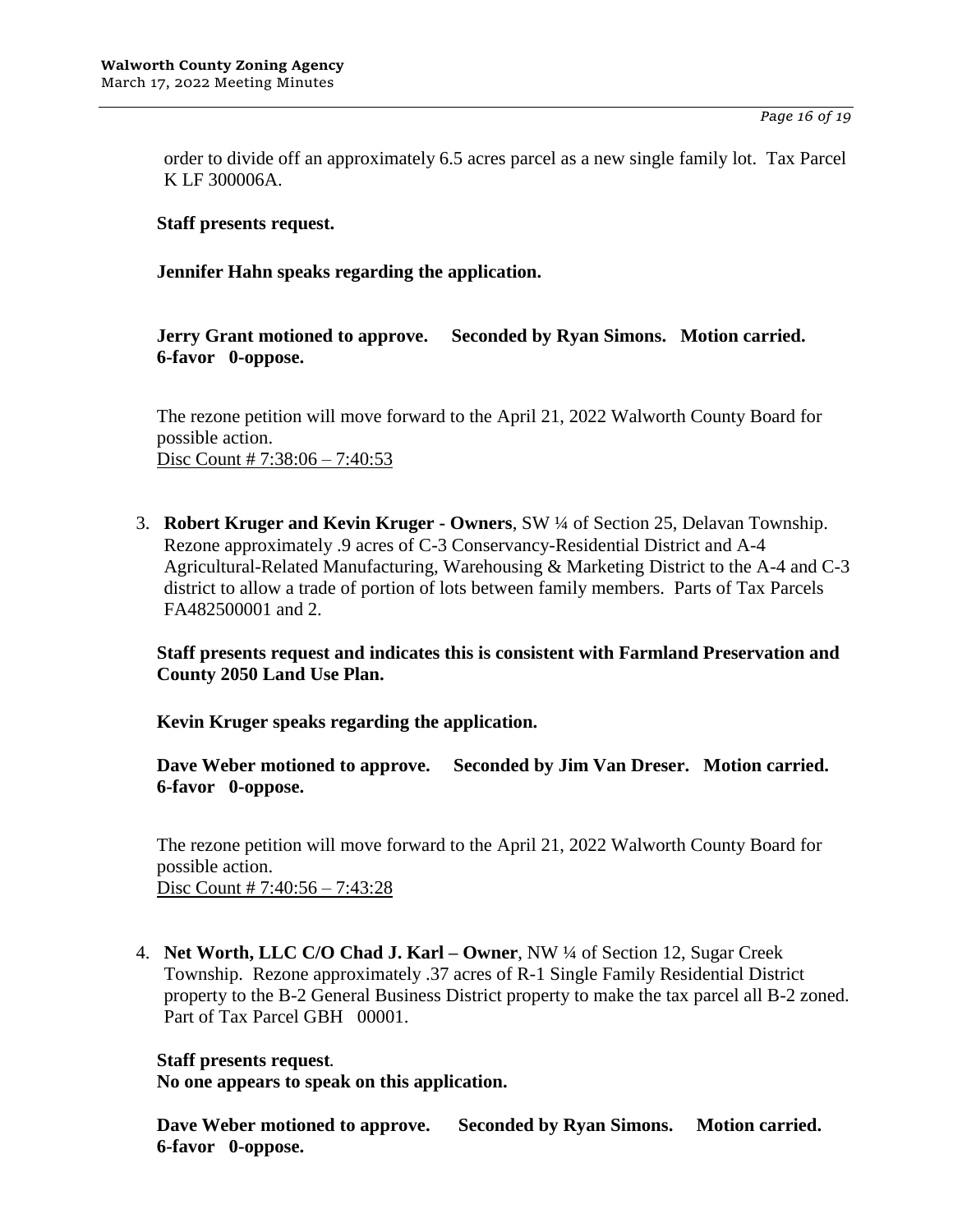order to divide off an approximately 6.5 acres parcel as a new single family lot. Tax Parcel K LF 300006A.

**Staff presents request.**

**Jennifer Hahn speaks regarding the application.**

**Jerry Grant motioned to approve. Seconded by Ryan Simons. Motion carried. 6-favor 0-oppose.**

The rezone petition will move forward to the April 21, 2022 Walworth County Board for possible action.
Disc Count # 7:38:06 – 7:40:53

3. **Robert Kruger and Kevin Kruger - Owners**, SW ¼ of Section 25, Delavan Township. Rezone approximately .9 acres of C-3 Conservancy-Residential District and A-4 Agricultural-Related Manufacturing, Warehousing & Marketing District to the A-4 and C-3 district to allow a trade of portion of lots between family members. Parts of Tax Parcels FA482500001 and 2.

   **Staff presents request and indicates this is consistent with Farmland Preservation and County 2050 Land Use Plan.**

   **Kevin Kruger speaks regarding the application.**

   **Dave Weber motioned to approve. Seconded by Jim Van Dreser. Motion carried. 6-favor 0-oppose.**

   The rezone petition will move forward to the April 21, 2022 Walworth County Board for possible action.
   Disc Count # 7:40:56 – 7:43:28

4. **Net Worth, LLC C/O Chad J. Karl – Owner**, NW ¼ of Section 12, Sugar Creek Township. Rezone approximately .37 acres of R-1 Single Family Residential District property to the B-2 General Business District property to make the tax parcel all B-2 zoned. Part of Tax Parcel GBH 00001.

   **Staff presents request.**
   **No one appears to speak on this application.**

   **Dave Weber motioned to approve. Seconded by Ryan Simons. Motion carried. 6-favor 0-oppose.**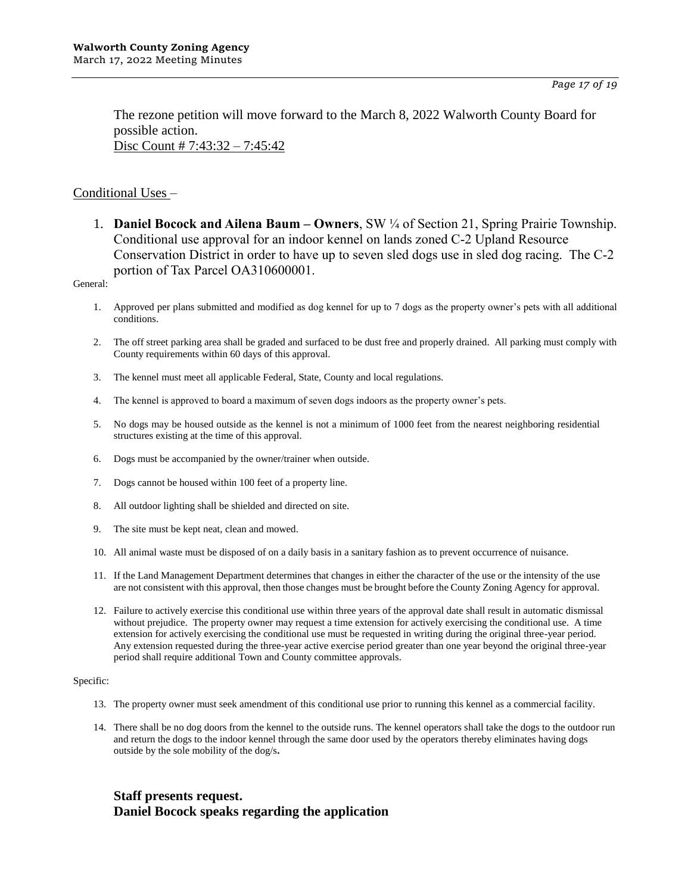The rezone petition will move forward to the March 8, 2022 Walworth County Board for possible action.
Disc Count # 7:43:32 – 7:45:42

Conditional Uses –

1. **Daniel Bocock and Ailena Baum – Owners**, SW ¼ of Section 21, Spring Prairie Township. Conditional use approval for an indoor kennel on lands zoned C-2 Upland Resource Conservation District in order to have up to seven sled dogs use in sled dog racing. The C-2 portion of Tax Parcel OA310600001.

General:

1. Approved per plans submitted and modified as dog kennel for up to 7 dogs as the property owner's pets with all additional conditions.
2. The off street parking area shall be graded and surfaced to be dust free and properly drained. All parking must comply with County requirements within 60 days of this approval.
3. The kennel must meet all applicable Federal, State, County and local regulations.
4. The kennel is approved to board a maximum of seven dogs indoors as the property owner's pets.
5. No dogs may be housed outside as the kennel is not a minimum of 1000 feet from the nearest neighboring residential structures existing at the time of this approval.
6. Dogs must be accompanied by the owner/trainer when outside.
7. Dogs cannot be housed within 100 feet of a property line.
8. All outdoor lighting shall be shielded and directed on site.
9. The site must be kept neat, clean and mowed.
10. All animal waste must be disposed of on a daily basis in a sanitary fashion as to prevent occurrence of nuisance.
11. If the Land Management Department determines that changes in either the character of the use or the intensity of the use are not consistent with this approval, then those changes must be brought before the County Zoning Agency for approval.
12. Failure to actively exercise this conditional use within three years of the approval date shall result in automatic dismissal without prejudice. The property owner may request a time extension for actively exercising the conditional use. A time extension for actively exercising the conditional use must be requested in writing during the original three-year period. Any extension requested during the three-year active exercise period greater than one year beyond the original three-year period shall require additional Town and County committee approvals.

Specific:

13. The property owner must seek amendment of this conditional use prior to running this kennel as a commercial facility.
14. There shall be no dog doors from the kennel to the outside runs. The kennel operators shall take the dogs to the outdoor run and return the dogs to the indoor kennel through the same door used by the operators thereby eliminates having dogs outside by the sole mobility of the dog/s.

**Staff presents request.**
**Daniel Bocock speaks regarding the application**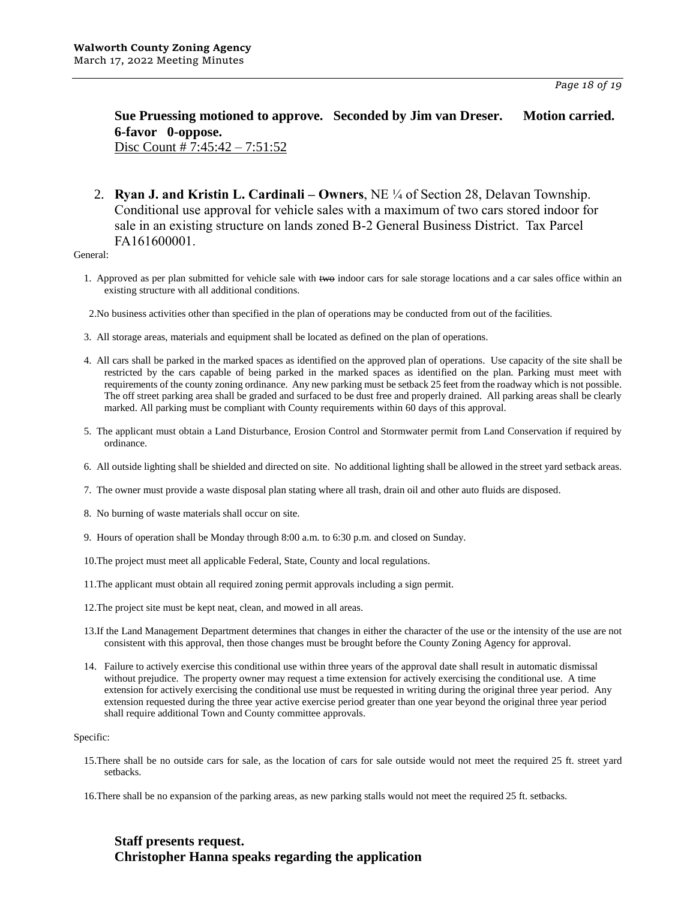**Sue Pruessing motioned to approve. Seconded by Jim van Dreser. Motion carried. 6-favor 0-oppose.**
Disc Count # 7:45:42 – 7:51:52

2. **Ryan J. and Kristin L. Cardinali – Owners**, NE ¼ of Section 28, Delavan Township. Conditional use approval for vehicle sales with a maximum of two cars stored indoor for sale in an existing structure on lands zoned B-2 General Business District. Tax Parcel FA161600001.

General:

1. Approved as per plan submitted for vehicle sale with ~~two~~ indoor cars for sale storage locations and a car sales office within an existing structure with all additional conditions.
2. No business activities other than specified in the plan of operations may be conducted from out of the facilities.
3. All storage areas, materials and equipment shall be located as defined on the plan of operations.
4. All cars shall be parked in the marked spaces as identified on the approved plan of operations. Use capacity of the site shall be restricted by the cars capable of being parked in the marked spaces as identified on the plan. Parking must meet with requirements of the county zoning ordinance. Any new parking must be setback 25 feet from the roadway which is not possible. The off street parking area shall be graded and surfaced to be dust free and properly drained. All parking areas shall be clearly marked. All parking must be compliant with County requirements within 60 days of this approval.
5. The applicant must obtain a Land Disturbance, Erosion Control and Stormwater permit from Land Conservation if required by ordinance.
6. All outside lighting shall be shielded and directed on site. No additional lighting shall be allowed in the street yard setback areas.
7. The owner must provide a waste disposal plan stating where all trash, drain oil and other auto fluids are disposed.
8. No burning of waste materials shall occur on site.
9. Hours of operation shall be Monday through 8:00 a.m. to 6:30 p.m. and closed on Sunday.
10. The project must meet all applicable Federal, State, County and local regulations.
11. The applicant must obtain all required zoning permit approvals including a sign permit.
12. The project site must be kept neat, clean, and mowed in all areas.
13. If the Land Management Department determines that changes in either the character of the use or the intensity of the use are not consistent with this approval, then those changes must be brought before the County Zoning Agency for approval.
14. Failure to actively exercise this conditional use within three years of the approval date shall result in automatic dismissal without prejudice. The property owner may request a time extension for actively exercising the conditional use. A time extension for actively exercising the conditional use must be requested in writing during the original three year period. Any extension requested during the three year active exercise period greater than one year beyond the original three year period shall require additional Town and County committee approvals.

Specific:

15. There shall be no outside cars for sale, as the location of cars for sale outside would not meet the required 25 ft. street yard setbacks.
16. There shall be no expansion of the parking areas, as new parking stalls would not meet the required 25 ft. setbacks.

**Staff presents request.**
**Christopher Hanna speaks regarding the application**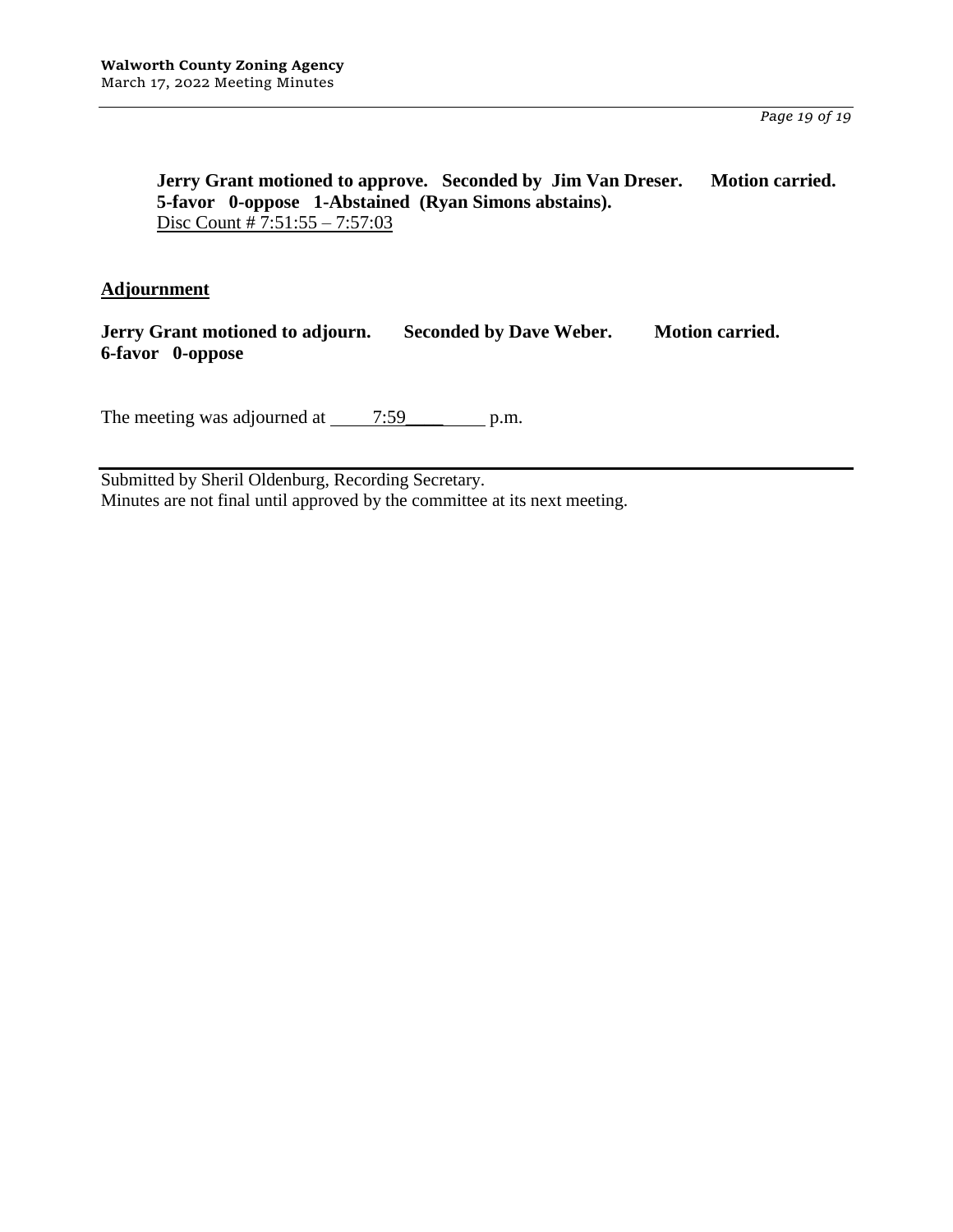**Jerry Grant motioned to approve. Seconded by Jim Van Dreser. Motion carried. 5-favor 0-oppose 1-Abstained (Ryan Simons abstains).**
Disc Count # 7:51:55 – 7:57:03

## Adjournment

**Jerry Grant motioned to adjourn. Seconded by Dave Weber. Motion carried. 6-favor 0-oppose**

The meeting was adjourned at 7:59 p.m.

---

Submitted by Sheril Oldenburg, Recording Secretary.
Minutes are not final until approved by the committee at its next meeting.